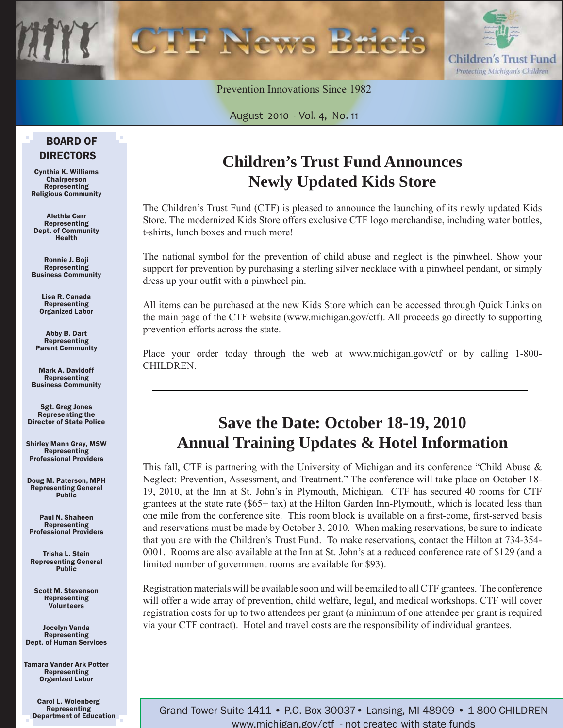# CTF News Briefs

**Children's Trust Fund**
*Protecting Michigan's Children*

Prevention Innovations Since 1982

August 2010 - Vol. 4, No. 11

## BOARD OF DIRECTORS

**Cynthia K. Williams**
Chairperson
Representing
Religious Community

**Alethia Carr**
Representing
Dept. of Community Health

**Ronnie J. Boji**
Representing
Business Community

**Lisa R. Canada**
Representing
Organized Labor

**Abby B. Dart**
Representing
Parent Community

**Mark A. Davidoff**
Representing
Business Community

**Sgt. Greg Jones**
Representing the
Director of State Police

**Shirley Mann Gray, MSW**
Representing
Professional Providers

**Doug M. Paterson, MPH**
Representing General Public

**Paul N. Shaheen**
Representing
Professional Providers

**Trisha L. Stein**
Representing General Public

**Scott M. Stevenson**
Representing
Volunteers

**Jocelyn Vanda**
Representing
Dept. of Human Services

**Tamara Vander Ark Potter**
Representing
Organized Labor

**Carol L. Wolenberg**
Representing
Department of Education

## Children's Trust Fund Announces Newly Updated Kids Store

The Children's Trust Fund (CTF) is pleased to announce the launching of its newly updated Kids Store. The modernized Kids Store offers exclusive CTF logo merchandise, including water bottles, t-shirts, lunch boxes and much more!

The national symbol for the prevention of child abuse and neglect is the pinwheel. Show your support for prevention by purchasing a sterling silver necklace with a pinwheel pendant, or simply dress up your outfit with a pinwheel pin.

All items can be purchased at the new Kids Store which can be accessed through Quick Links on the main page of the CTF website (www.michigan.gov/ctf). All proceeds go directly to supporting prevention efforts across the state.

Place your order today through the web at www.michigan.gov/ctf or by calling 1-800-CHILDREN.

---

## Save the Date: October 18-19, 2010 Annual Training Updates & Hotel Information

This fall, CTF is partnering with the University of Michigan and its conference "Child Abuse & Neglect: Prevention, Assessment, and Treatment." The conference will take place on October 18-19, 2010, at the Inn at St. John's in Plymouth, Michigan. CTF has secured 40 rooms for CTF grantees at the state rate ($65+ tax) at the Hilton Garden Inn-Plymouth, which is located less than one mile from the conference site. This room block is available on a first-come, first-served basis and reservations must be made by October 3, 2010. When making reservations, be sure to indicate that you are with the Children's Trust Fund. To make reservations, contact the Hilton at 734-354-0001. Rooms are also available at the Inn at St. John's at a reduced conference rate of $129 (and a limited number of government rooms are available for $93).

Registration materials will be available soon and will be emailed to all CTF grantees. The conference will offer a wide array of prevention, child welfare, legal, and medical workshops. CTF will cover registration costs for up to two attendees per grant (a minimum of one attendee per grant is required via your CTF contract). Hotel and travel costs are the responsibility of individual grantees.

Grand Tower Suite 1411 • P.O. Box 30037 • Lansing, MI 48909 • 1-800-CHILDREN
www.michigan.gov/ctf - not created with state funds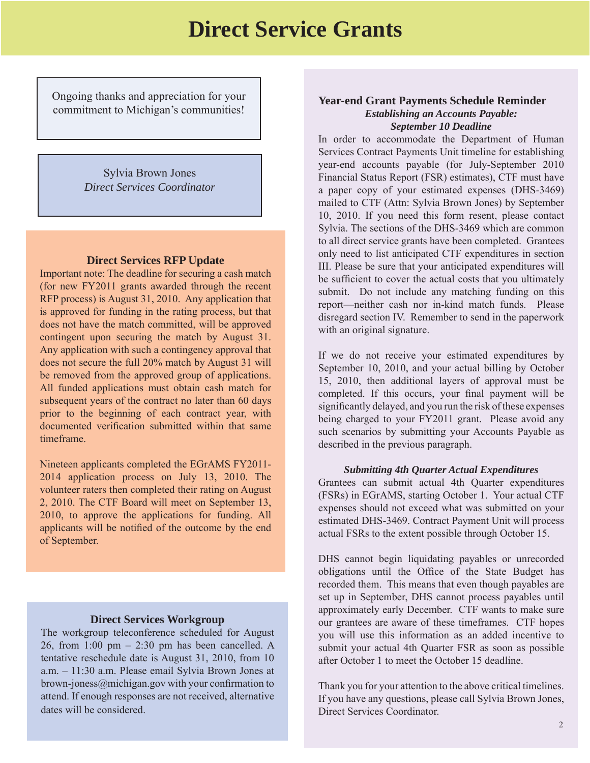# Direct Service Grants

Ongoing thanks and appreciation for your commitment to Michigan's communities!

Sylvia Brown Jones
*Direct Services Coordinator*

### Direct Services RFP Update

Important note: The deadline for securing a cash match (for new FY2011 grants awarded through the recent RFP process) is August 31, 2010. Any application that is approved for funding in the rating process, but that does not have the match committed, will be approved contingent upon securing the match by August 31. Any application with such a contingency approval that does not secure the full 20% match by August 31 will be removed from the approved group of applications. All funded applications must obtain cash match for subsequent years of the contract no later than 60 days prior to the beginning of each contract year, with documented verification submitted within that same timeframe.

Nineteen applicants completed the EGrAMS FY2011-2014 application process on July 13, 2010. The volunteer raters then completed their rating on August 2, 2010. The CTF Board will meet on September 13, 2010, to approve the applications for funding. All applicants will be notified of the outcome by the end of September.

### Direct Services Workgroup

The workgroup teleconference scheduled for August 26, from 1:00 pm – 2:30 pm has been cancelled. A tentative reschedule date is August 31, 2010, from 10 a.m. – 11:30 a.m. Please email Sylvia Brown Jones at brown-joness@michigan.gov with your confirmation to attend. If enough responses are not received, alternative dates will be considered.

### Year-end Grant Payments Schedule Reminder

***Establishing an Accounts Payable: September 10 Deadline***

In order to accommodate the Department of Human Services Contract Payments Unit timeline for establishing year-end accounts payable (for July-September 2010 Financial Status Report (FSR) estimates), CTF must have a paper copy of your estimated expenses (DHS-3469) mailed to CTF (Attn: Sylvia Brown Jones) by September 10, 2010. If you need this form resent, please contact Sylvia. The sections of the DHS-3469 which are common to all direct service grants have been completed. Grantees only need to list anticipated CTF expenditures in section III. Please be sure that your anticipated expenditures will be sufficient to cover the actual costs that you ultimately submit. Do not include any matching funding on this report—neither cash nor in-kind match funds. Please disregard section IV. Remember to send in the paperwork with an original signature.

If we do not receive your estimated expenditures by September 10, 2010, and your actual billing by October 15, 2010, then additional layers of approval must be completed. If this occurs, your final payment will be significantly delayed, and you run the risk of these expenses being charged to your FY2011 grant. Please avoid any such scenarios by submitting your Accounts Payable as described in the previous paragraph.

***Submitting 4th Quarter Actual Expenditures***

Grantees can submit actual 4th Quarter expenditures (FSRs) in EGrAMS, starting October 1. Your actual CTF expenses should not exceed what was submitted on your estimated DHS-3469. Contract Payment Unit will process actual FSRs to the extent possible through October 15.

DHS cannot begin liquidating payables or unrecorded obligations until the Office of the State Budget has recorded them. This means that even though payables are set up in September, DHS cannot process payables until approximately early December. CTF wants to make sure our grantees are aware of these timeframes. CTF hopes you will use this information as an added incentive to submit your actual 4th Quarter FSR as soon as possible after October 1 to meet the October 15 deadline.

Thank you for your attention to the above critical timelines. If you have any questions, please call Sylvia Brown Jones, Direct Services Coordinator.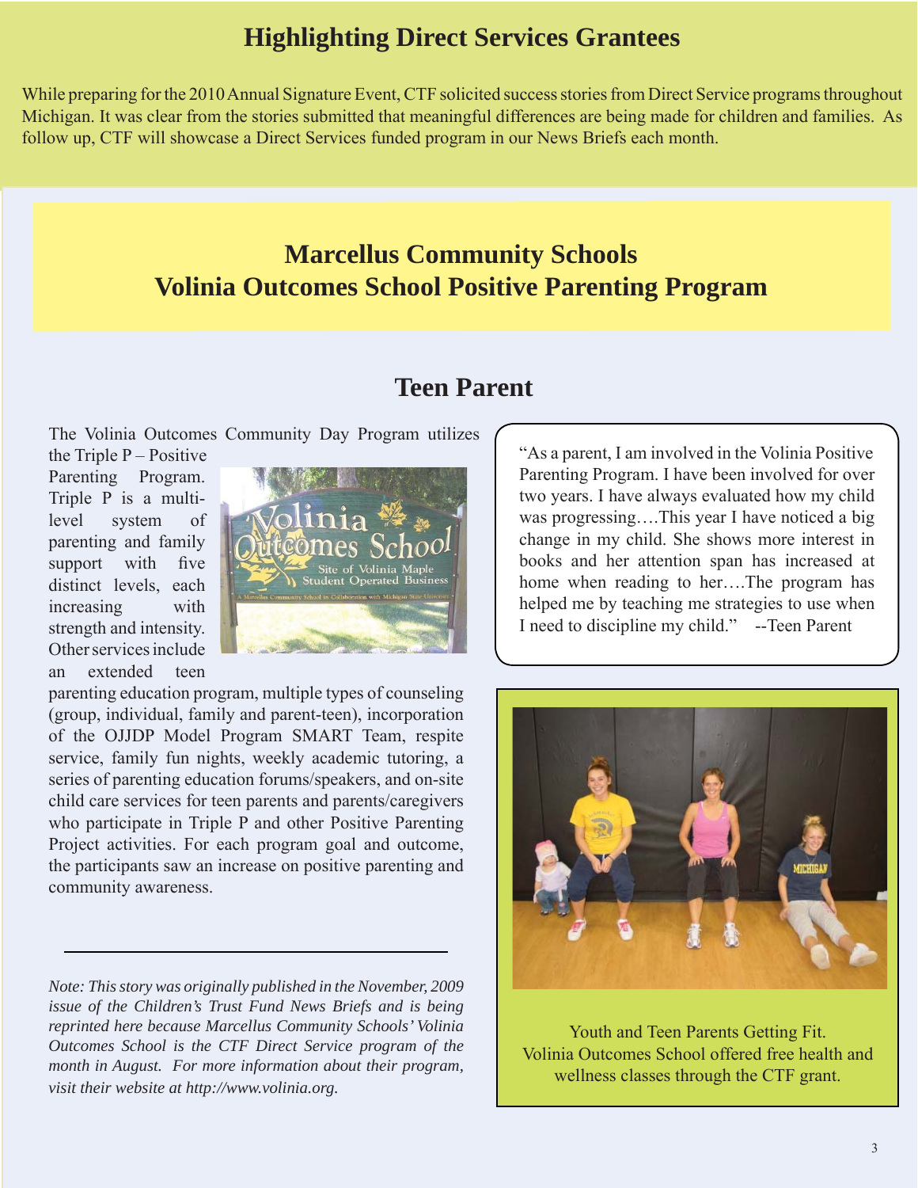# Highlighting Direct Services Grantees

While preparing for the 2010 Annual Signature Event, CTF solicited success stories from Direct Service programs throughout Michigan. It was clear from the stories submitted that meaningful differences are being made for children and families. As follow up, CTF will showcase a Direct Services funded program in our News Briefs each month.

## Marcellus Community Schools
## Volinia Outcomes School Positive Parenting Program

### Teen Parent

The Volinia Outcomes Community Day Program utilizes the Triple P – Positive Parenting Program. Triple P is a multi-level system of parenting and family support with five distinct levels, each increasing with strength and intensity. Other services include an extended teen parenting education program, multiple types of counseling (group, individual, family and parent-teen), incorporation of the OJJDP Model Program SMART Team, respite service, family fun nights, weekly academic tutoring, a series of parenting education forums/speakers, and on-site child care services for teen parents and parents/caregivers who participate in Triple P and other Positive Parenting Project activities. For each program goal and outcome, the participants saw an increase on positive parenting and community awareness.

"As a parent, I am involved in the Volinia Positive Parenting Program. I have been involved for over two years. I have always evaluated how my child was progressing….This year I have noticed a big change in my child. She shows more interest in books and her attention span has increased at home when reading to her….The program has helped me by teaching me strategies to use when I need to discipline my child." --Teen Parent

Youth and Teen Parents Getting Fit. Volinia Outcomes School offered free health and wellness classes through the CTF grant.

---

*Note: This story was originally published in the November, 2009 issue of the Children's Trust Fund News Briefs and is being reprinted here because Marcellus Community Schools' Volinia Outcomes School is the CTF Direct Service program of the month in August. For more information about their program, visit their website at http://www.volinia.org.*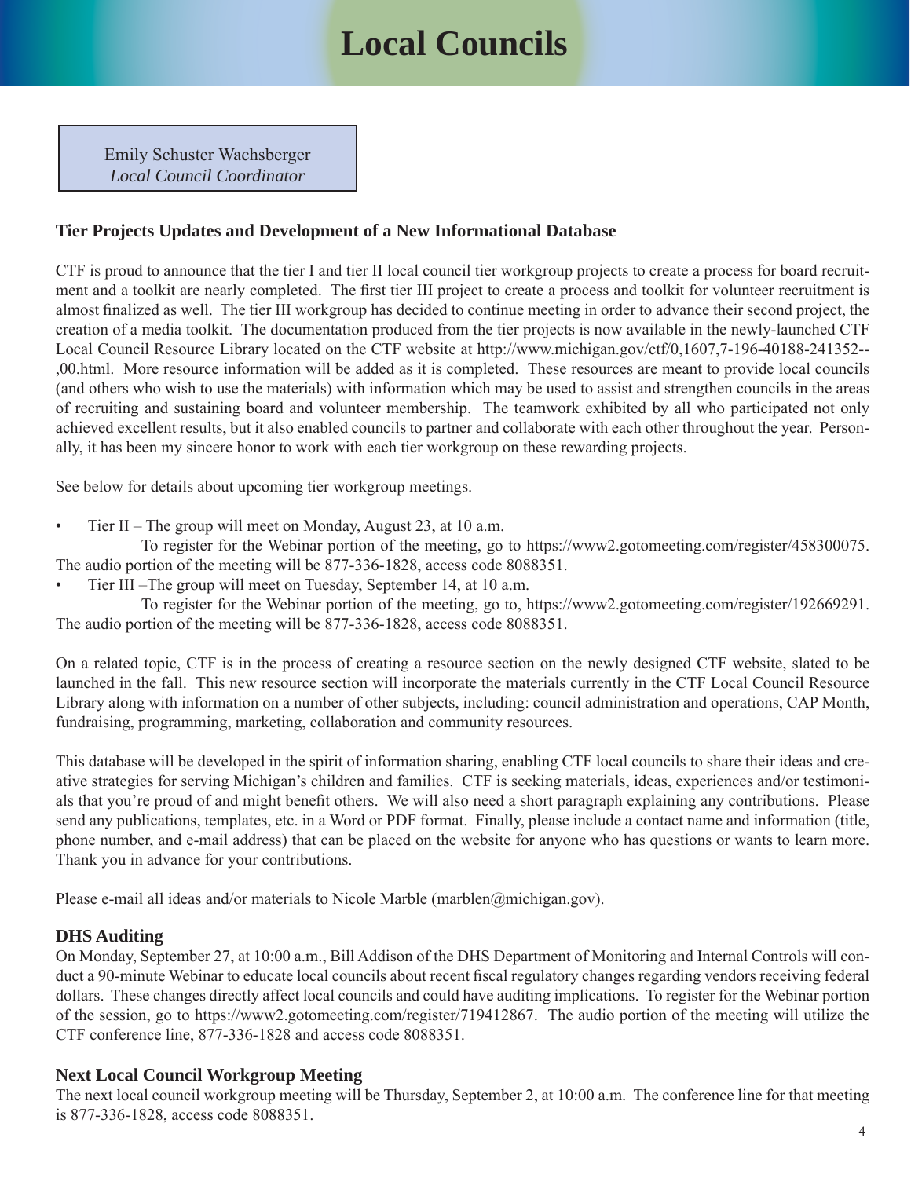# Local Councils

Emily Schuster Wachsberger
*Local Council Coordinator*

## Tier Projects Updates and Development of a New Informational Database

CTF is proud to announce that the tier I and tier II local council tier workgroup projects to create a process for board recruitment and a toolkit are nearly completed. The first tier III project to create a process and toolkit for volunteer recruitment is almost finalized as well. The tier III workgroup has decided to continue meeting in order to advance their second project, the creation of a media toolkit. The documentation produced from the tier projects is now available in the newly-launched CTF Local Council Resource Library located on the CTF website at http://www.michigan.gov/ctf/0,1607,7-196-40188-241352--,00.html. More resource information will be added as it is completed. These resources are meant to provide local councils (and others who wish to use the materials) with information which may be used to assist and strengthen councils in the areas of recruiting and sustaining board and volunteer membership. The teamwork exhibited by all who participated not only achieved excellent results, but it also enabled councils to partner and collaborate with each other throughout the year. Personally, it has been my sincere honor to work with each tier workgroup on these rewarding projects.

See below for details about upcoming tier workgroup meetings.

- Tier II – The group will meet on Monday, August 23, at 10 a.m.
  To register for the Webinar portion of the meeting, go to https://www2.gotomeeting.com/register/458300075. The audio portion of the meeting will be 877-336-1828, access code 8088351.
- Tier III –The group will meet on Tuesday, September 14, at 10 a.m.
  To register for the Webinar portion of the meeting, go to, https://www2.gotomeeting.com/register/192669291. The audio portion of the meeting will be 877-336-1828, access code 8088351.

On a related topic, CTF is in the process of creating a resource section on the newly designed CTF website, slated to be launched in the fall. This new resource section will incorporate the materials currently in the CTF Local Council Resource Library along with information on a number of other subjects, including: council administration and operations, CAP Month, fundraising, programming, marketing, collaboration and community resources.

This database will be developed in the spirit of information sharing, enabling CTF local councils to share their ideas and creative strategies for serving Michigan's children and families. CTF is seeking materials, ideas, experiences and/or testimonials that you're proud of and might benefit others. We will also need a short paragraph explaining any contributions. Please send any publications, templates, etc. in a Word or PDF format. Finally, please include a contact name and information (title, phone number, and e-mail address) that can be placed on the website for anyone who has questions or wants to learn more. Thank you in advance for your contributions.

Please e-mail all ideas and/or materials to Nicole Marble (marblen@michigan.gov).

## DHS Auditing

On Monday, September 27, at 10:00 a.m., Bill Addison of the DHS Department of Monitoring and Internal Controls will conduct a 90-minute Webinar to educate local councils about recent fiscal regulatory changes regarding vendors receiving federal dollars. These changes directly affect local councils and could have auditing implications. To register for the Webinar portion of the session, go to https://www2.gotomeeting.com/register/719412867. The audio portion of the meeting will utilize the CTF conference line, 877-336-1828 and access code 8088351.

## Next Local Council Workgroup Meeting

The next local council workgroup meeting will be Thursday, September 2, at 10:00 a.m. The conference line for that meeting is 877-336-1828, access code 8088351.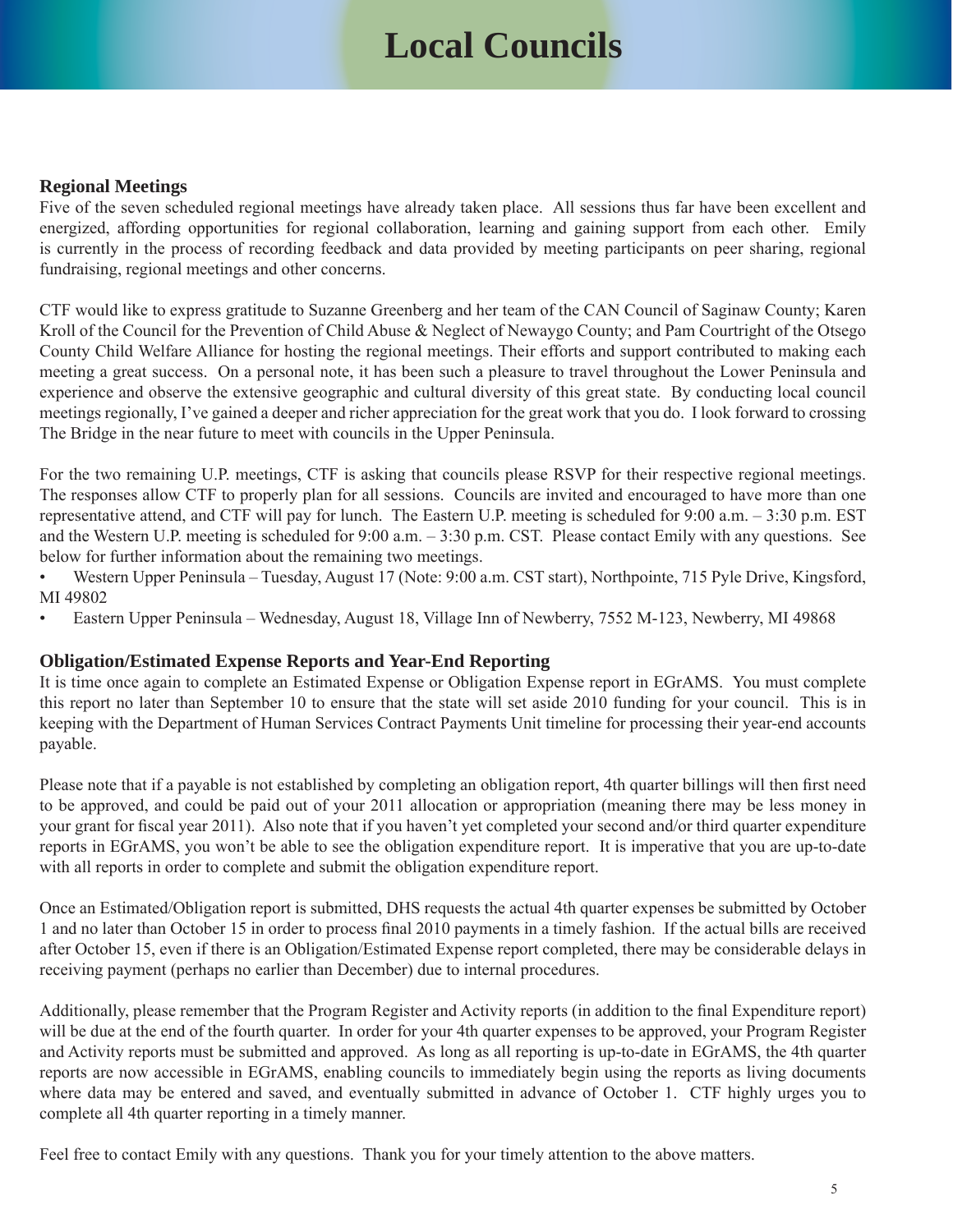# Local Councils

## Regional Meetings

Five of the seven scheduled regional meetings have already taken place. All sessions thus far have been excellent and energized, affording opportunities for regional collaboration, learning and gaining support from each other. Emily is currently in the process of recording feedback and data provided by meeting participants on peer sharing, regional fundraising, regional meetings and other concerns.

CTF would like to express gratitude to Suzanne Greenberg and her team of the CAN Council of Saginaw County; Karen Kroll of the Council for the Prevention of Child Abuse & Neglect of Newaygo County; and Pam Courtright of the Otsego County Child Welfare Alliance for hosting the regional meetings. Their efforts and support contributed to making each meeting a great success. On a personal note, it has been such a pleasure to travel throughout the Lower Peninsula and experience and observe the extensive geographic and cultural diversity of this great state. By conducting local council meetings regionally, I've gained a deeper and richer appreciation for the great work that you do. I look forward to crossing The Bridge in the near future to meet with councils in the Upper Peninsula.

For the two remaining U.P. meetings, CTF is asking that councils please RSVP for their respective regional meetings. The responses allow CTF to properly plan for all sessions. Councils are invited and encouraged to have more than one representative attend, and CTF will pay for lunch. The Eastern U.P. meeting is scheduled for 9:00 a.m. – 3:30 p.m. EST and the Western U.P. meeting is scheduled for 9:00 a.m. – 3:30 p.m. CST. Please contact Emily with any questions. See below for further information about the remaining two meetings.

- Western Upper Peninsula – Tuesday, August 17 (Note: 9:00 a.m. CST start), Northpointe, 715 Pyle Drive, Kingsford, MI 49802
- Eastern Upper Peninsula – Wednesday, August 18, Village Inn of Newberry, 7552 M-123, Newberry, MI 49868

## Obligation/Estimated Expense Reports and Year-End Reporting

It is time once again to complete an Estimated Expense or Obligation Expense report in EGrAMS. You must complete this report no later than September 10 to ensure that the state will set aside 2010 funding for your council. This is in keeping with the Department of Human Services Contract Payments Unit timeline for processing their year-end accounts payable.

Please note that if a payable is not established by completing an obligation report, 4th quarter billings will then first need to be approved, and could be paid out of your 2011 allocation or appropriation (meaning there may be less money in your grant for fiscal year 2011). Also note that if you haven't yet completed your second and/or third quarter expenditure reports in EGrAMS, you won't be able to see the obligation expenditure report. It is imperative that you are up-to-date with all reports in order to complete and submit the obligation expenditure report.

Once an Estimated/Obligation report is submitted, DHS requests the actual 4th quarter expenses be submitted by October 1 and no later than October 15 in order to process final 2010 payments in a timely fashion. If the actual bills are received after October 15, even if there is an Obligation/Estimated Expense report completed, there may be considerable delays in receiving payment (perhaps no earlier than December) due to internal procedures.

Additionally, please remember that the Program Register and Activity reports (in addition to the final Expenditure report) will be due at the end of the fourth quarter. In order for your 4th quarter expenses to be approved, your Program Register and Activity reports must be submitted and approved. As long as all reporting is up-to-date in EGrAMS, the 4th quarter reports are now accessible in EGrAMS, enabling councils to immediately begin using the reports as living documents where data may be entered and saved, and eventually submitted in advance of October 1. CTF highly urges you to complete all 4th quarter reporting in a timely manner.

Feel free to contact Emily with any questions. Thank you for your timely attention to the above matters.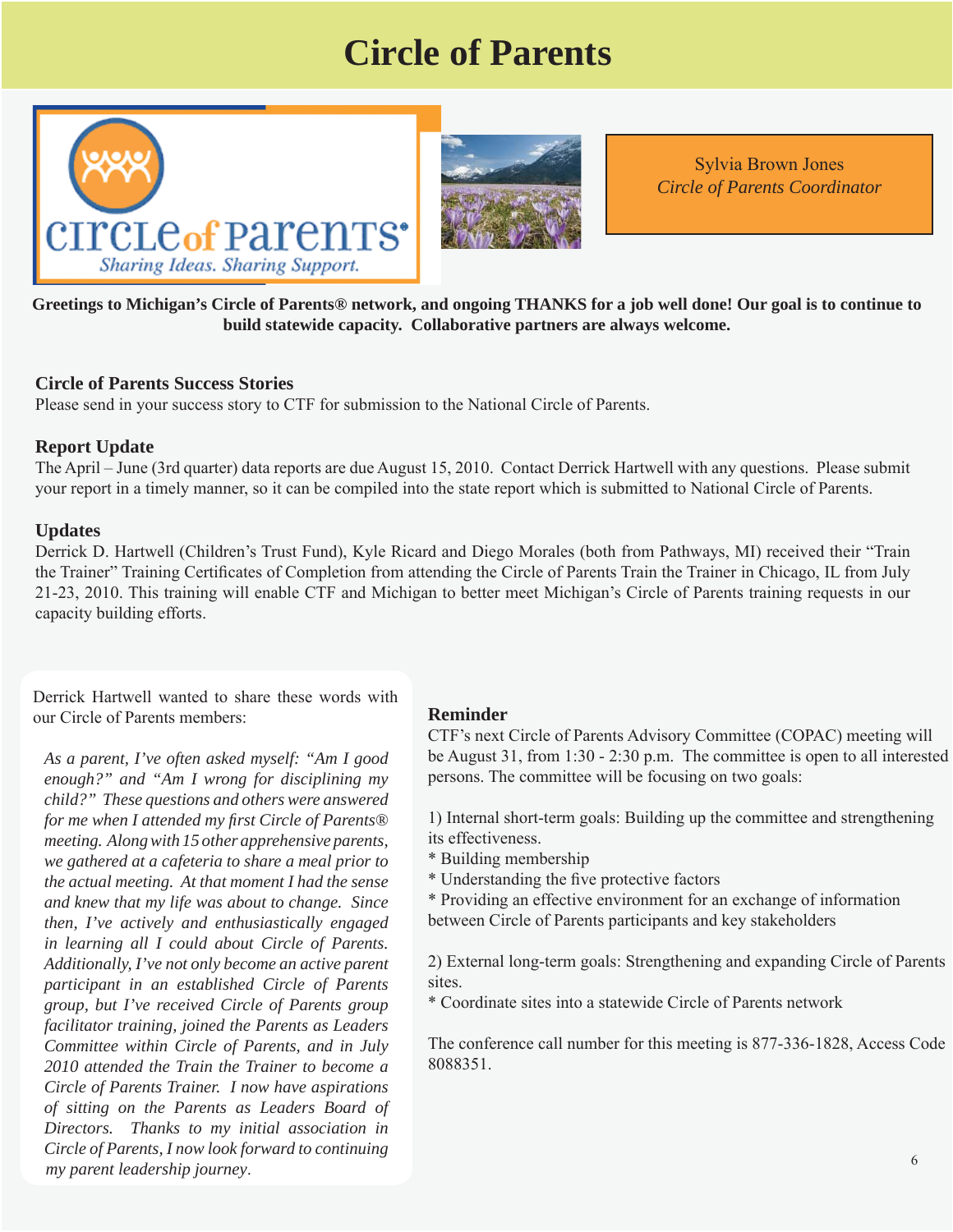# Circle of Parents

circle of parents
Sharing Ideas. Sharing Support.

Sylvia Brown Jones
*Circle of Parents Coordinator*

**Greetings to Michigan's Circle of Parents® network, and ongoing THANKS for a job well done! Our goal is to continue to build statewide capacity. Collaborative partners are always welcome.**

## Circle of Parents Success Stories

Please send in your success story to CTF for submission to the National Circle of Parents.

## Report Update

The April – June (3rd quarter) data reports are due August 15, 2010. Contact Derrick Hartwell with any questions. Please submit your report in a timely manner, so it can be compiled into the state report which is submitted to National Circle of Parents.

## Updates

Derrick D. Hartwell (Children's Trust Fund), Kyle Ricard and Diego Morales (both from Pathways, MI) received their "Train the Trainer" Training Certificates of Completion from attending the Circle of Parents Train the Trainer in Chicago, IL from July 21-23, 2010. This training will enable CTF and Michigan to better meet Michigan's Circle of Parents training requests in our capacity building efforts.

Derrick Hartwell wanted to share these words with our Circle of Parents members:

*As a parent, I've often asked myself: "Am I good enough?" and "Am I wrong for disciplining my child?" These questions and others were answered for me when I attended my first Circle of Parents® meeting. Along with 15 other apprehensive parents, we gathered at a cafeteria to share a meal prior to the actual meeting. At that moment I had the sense and knew that my life was about to change. Since then, I've actively and enthusiastically engaged in learning all I could about Circle of Parents. Additionally, I've not only become an active parent participant in an established Circle of Parents group, but I've received Circle of Parents group facilitator training, joined the Parents as Leaders Committee within Circle of Parents, and in July 2010 attended the Train the Trainer to become a Circle of Parents Trainer. I now have aspirations of sitting on the Parents as Leaders Board of Directors. Thanks to my initial association in Circle of Parents, I now look forward to continuing my parent leadership journey.*

## Reminder

CTF's next Circle of Parents Advisory Committee (COPAC) meeting will be August 31, from 1:30 - 2:30 p.m. The committee is open to all interested persons. The committee will be focusing on two goals:

1) Internal short-term goals: Building up the committee and strengthening its effectiveness.
* Building membership
* Understanding the five protective factors
* Providing an effective environment for an exchange of information between Circle of Parents participants and key stakeholders

2) External long-term goals: Strengthening and expanding Circle of Parents sites.
* Coordinate sites into a statewide Circle of Parents network

The conference call number for this meeting is 877-336-1828, Access Code 8088351.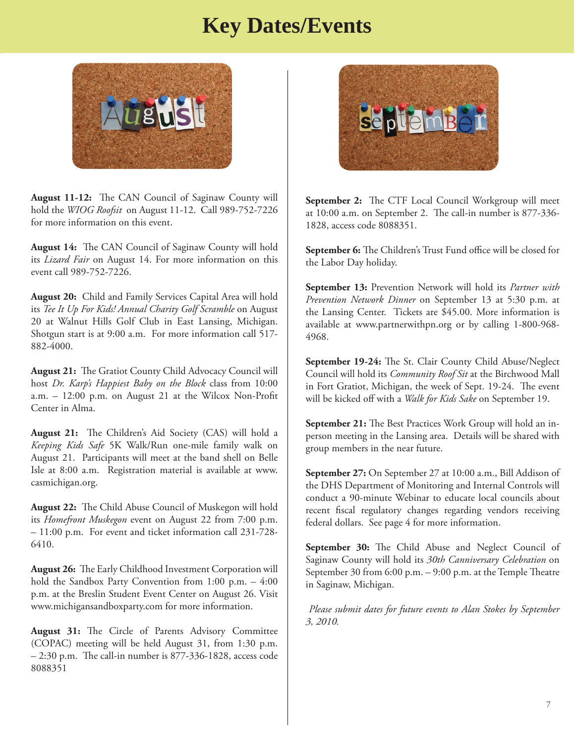# Key Dates/Events

August

**August 11-12:** The CAN Council of Saginaw County will hold the *WIOG Roofsit* on August 11-12. Call 989-752-7226 for more information on this event.

**August 14:** The CAN Council of Saginaw County will hold its *Lizard Fair* on August 14. For more information on this event call 989-752-7226.

**August 20:** Child and Family Services Capital Area will hold its *Tee It Up For Kids! Annual Charity Golf Scramble* on August 20 at Walnut Hills Golf Club in East Lansing, Michigan. Shotgun start is at 9:00 a.m. For more information call 517-882-4000.

**August 21:** The Gratiot County Child Advocacy Council will host *Dr. Karp's Happiest Baby on the Block* class from 10:00 a.m. – 12:00 p.m. on August 21 at the Wilcox Non-Profit Center in Alma.

**August 21:** The Children's Aid Society (CAS) will hold a *Keeping Kids Safe* 5K Walk/Run one-mile family walk on August 21. Participants will meet at the band shell on Belle Isle at 8:00 a.m. Registration material is available at www.casmichigan.org.

**August 22:** The Child Abuse Council of Muskegon will hold its *Homefront Muskegon* event on August 22 from 7:00 p.m. – 11:00 p.m. For event and ticket information call 231-728-6410.

**August 26:** The Early Childhood Investment Corporation will hold the Sandbox Party Convention from 1:00 p.m. – 4:00 p.m. at the Breslin Student Event Center on August 26. Visit www.michigansandboxparty.com for more information.

**August 31:** The Circle of Parents Advisory Committee (COPAC) meeting will be held August 31, from 1:30 p.m. – 2:30 p.m. The call-in number is 877-336-1828, access code 8088351

September

**September 2:** The CTF Local Council Workgroup will meet at 10:00 a.m. on September 2. The call-in number is 877-336-1828, access code 8088351.

**September 6:** The Children's Trust Fund office will be closed for the Labor Day holiday.

**September 13:** Prevention Network will hold its *Partner with Prevention Network Dinner* on September 13 at 5:30 p.m. at the Lansing Center. Tickets are $45.00. More information is available at www.partnerwithpn.org or by calling 1-800-968-4968.

**September 19-24:** The St. Clair County Child Abuse/Neglect Council will hold its *Community Roof Sit* at the Birchwood Mall in Fort Gratiot, Michigan, the week of Sept. 19-24. The event will be kicked off with a *Walk for Kids Sake* on September 19.

**September 21:** The Best Practices Work Group will hold an in-person meeting in the Lansing area. Details will be shared with group members in the near future.

**September 27:** On September 27 at 10:00 a.m., Bill Addison of the DHS Department of Monitoring and Internal Controls will conduct a 90-minute Webinar to educate local councils about recent fiscal regulatory changes regarding vendors receiving federal dollars. See page 4 for more information.

**September 30:** The Child Abuse and Neglect Council of Saginaw County will hold its *30th Canniversary Celebration* on September 30 from 6:00 p.m. – 9:00 p.m. at the Temple Theatre in Saginaw, Michigan.

*Please submit dates for future events to Alan Stokes by September 3, 2010.*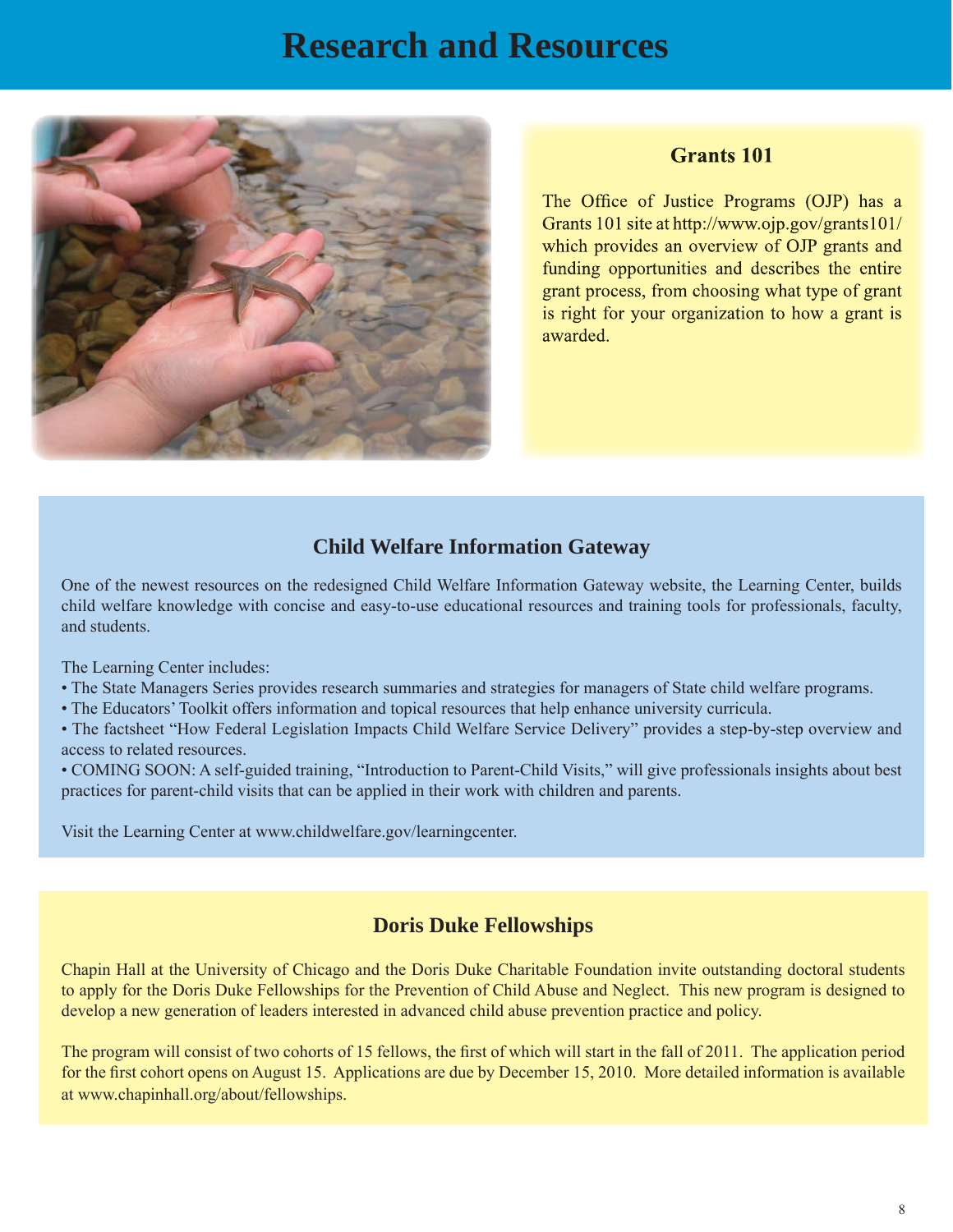# Research and Resources

## Grants 101

The Office of Justice Programs (OJP) has a Grants 101 site at http://www.ojp.gov/grants101/ which provides an overview of OJP grants and funding opportunities and describes the entire grant process, from choosing what type of grant is right for your organization to how a grant is awarded.

## Child Welfare Information Gateway

One of the newest resources on the redesigned Child Welfare Information Gateway website, the Learning Center, builds child welfare knowledge with concise and easy-to-use educational resources and training tools for professionals, faculty, and students.

The Learning Center includes:

- The State Managers Series provides research summaries and strategies for managers of State child welfare programs.
- The Educators' Toolkit offers information and topical resources that help enhance university curricula.
- The factsheet "How Federal Legislation Impacts Child Welfare Service Delivery" provides a step-by-step overview and access to related resources.
- COMING SOON: A self-guided training, "Introduction to Parent-Child Visits," will give professionals insights about best practices for parent-child visits that can be applied in their work with children and parents.

Visit the Learning Center at www.childwelfare.gov/learningcenter.

## Doris Duke Fellowships

Chapin Hall at the University of Chicago and the Doris Duke Charitable Foundation invite outstanding doctoral students to apply for the Doris Duke Fellowships for the Prevention of Child Abuse and Neglect. This new program is designed to develop a new generation of leaders interested in advanced child abuse prevention practice and policy.

The program will consist of two cohorts of 15 fellows, the first of which will start in the fall of 2011. The application period for the first cohort opens on August 15. Applications are due by December 15, 2010. More detailed information is available at www.chapinhall.org/about/fellowships.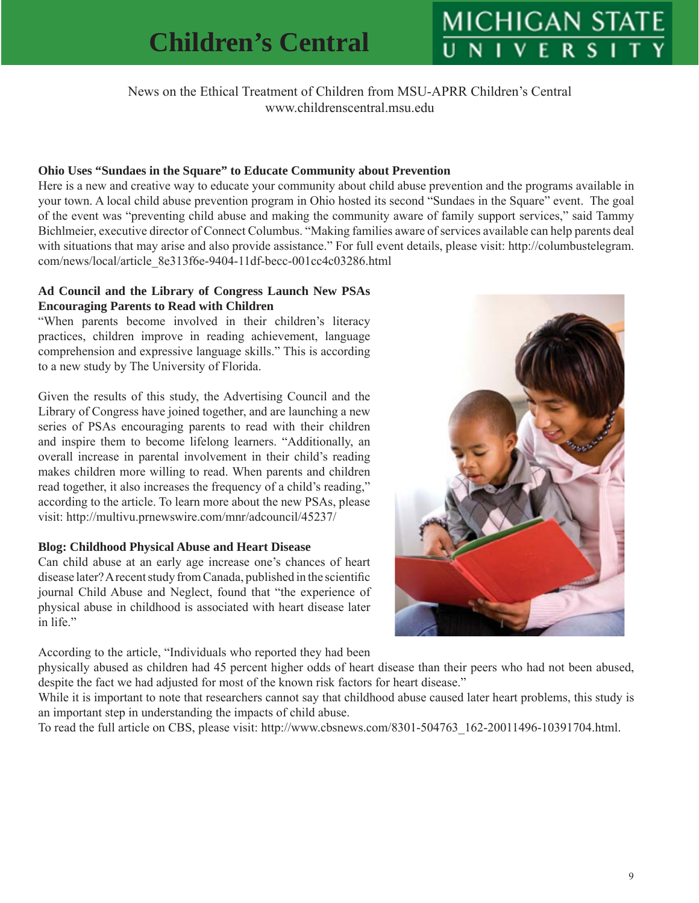# Children's Central

News on the Ethical Treatment of Children from MSU-APRR Children's Central
www.childrenscentral.msu.edu

**Ohio Uses "Sundaes in the Square" to Educate Community about Prevention**

Here is a new and creative way to educate your community about child abuse prevention and the programs available in your town. A local child abuse prevention program in Ohio hosted its second "Sundaes in the Square" event. The goal of the event was "preventing child abuse and making the community aware of family support services," said Tammy Bichlmeier, executive director of Connect Columbus. "Making families aware of services available can help parents deal with situations that may arise and also provide assistance." For full event details, please visit: http://columbustelegram.com/news/local/article_8e313f6e-9404-11df-becc-001cc4c03286.html

**Ad Council and the Library of Congress Launch New PSAs Encouraging Parents to Read with Children**

"When parents become involved in their children's literacy practices, children improve in reading achievement, language comprehension and expressive language skills." This is according to a new study by The University of Florida.

Given the results of this study, the Advertising Council and the Library of Congress have joined together, and are launching a new series of PSAs encouraging parents to read with their children and inspire them to become lifelong learners. "Additionally, an overall increase in parental involvement in their child's reading makes children more willing to read. When parents and children read together, it also increases the frequency of a child's reading," according to the article. To learn more about the new PSAs, please visit: http://multivu.prnewswire.com/mnr/adcouncil/45237/

**Blog: Childhood Physical Abuse and Heart Disease**

Can child abuse at an early age increase one's chances of heart disease later? A recent study from Canada, published in the scientific journal Child Abuse and Neglect, found that "the experience of physical abuse in childhood is associated with heart disease later in life."

According to the article, "Individuals who reported they had been physically abused as children had 45 percent higher odds of heart disease than their peers who had not been abused, despite the fact we had adjusted for most of the known risk factors for heart disease."

While it is important to note that researchers cannot say that childhood abuse caused later heart problems, this study is an important step in understanding the impacts of child abuse.

To read the full article on CBS, please visit: http://www.cbsnews.com/8301-504763_162-20011496-10391704.html.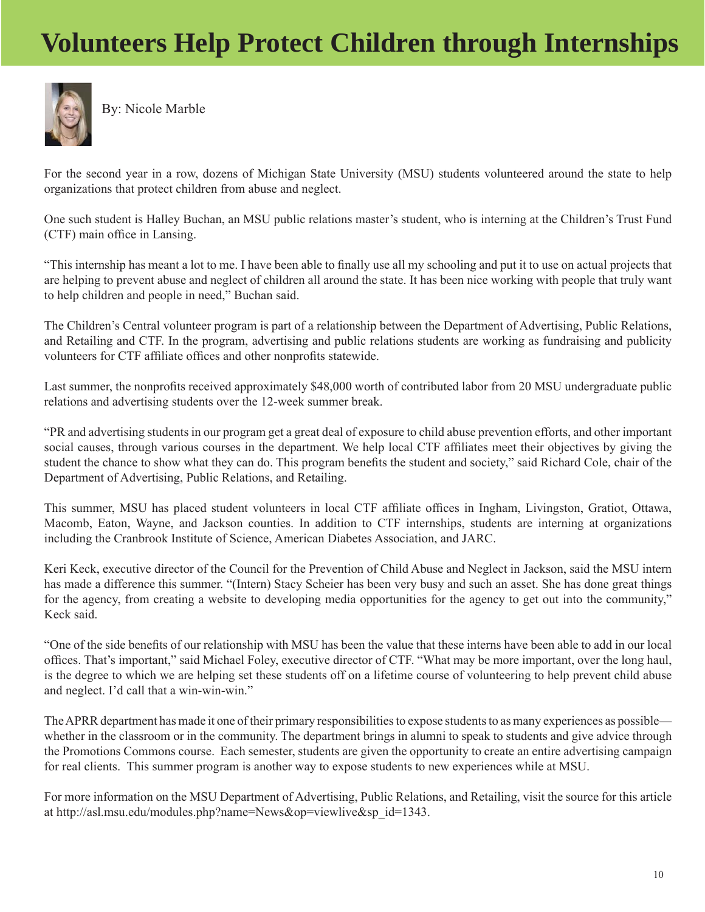# Volunteers Help Protect Children through Internships

By: Nicole Marble

For the second year in a row, dozens of Michigan State University (MSU) students volunteered around the state to help organizations that protect children from abuse and neglect.

One such student is Halley Buchan, an MSU public relations master's student, who is interning at the Children's Trust Fund (CTF) main office in Lansing.

"This internship has meant a lot to me. I have been able to finally use all my schooling and put it to use on actual projects that are helping to prevent abuse and neglect of children all around the state. It has been nice working with people that truly want to help children and people in need," Buchan said.

The Children's Central volunteer program is part of a relationship between the Department of Advertising, Public Relations, and Retailing and CTF. In the program, advertising and public relations students are working as fundraising and publicity volunteers for CTF affiliate offices and other nonprofits statewide.

Last summer, the nonprofits received approximately $48,000 worth of contributed labor from 20 MSU undergraduate public relations and advertising students over the 12-week summer break.

"PR and advertising students in our program get a great deal of exposure to child abuse prevention efforts, and other important social causes, through various courses in the department. We help local CTF affiliates meet their objectives by giving the student the chance to show what they can do. This program benefits the student and society," said Richard Cole, chair of the Department of Advertising, Public Relations, and Retailing.

This summer, MSU has placed student volunteers in local CTF affiliate offices in Ingham, Livingston, Gratiot, Ottawa, Macomb, Eaton, Wayne, and Jackson counties. In addition to CTF internships, students are interning at organizations including the Cranbrook Institute of Science, American Diabetes Association, and JARC.

Keri Keck, executive director of the Council for the Prevention of Child Abuse and Neglect in Jackson, said the MSU intern has made a difference this summer. "(Intern) Stacy Scheier has been very busy and such an asset. She has done great things for the agency, from creating a website to developing media opportunities for the agency to get out into the community," Keck said.

"One of the side benefits of our relationship with MSU has been the value that these interns have been able to add in our local offices. That's important," said Michael Foley, executive director of CTF. "What may be more important, over the long haul, is the degree to which we are helping set these students off on a lifetime course of volunteering to help prevent child abuse and neglect. I'd call that a win-win-win."

The APRR department has made it one of their primary responsibilities to expose students to as many experiences as possible—whether in the classroom or in the community. The department brings in alumni to speak to students and give advice through the Promotions Commons course. Each semester, students are given the opportunity to create an entire advertising campaign for real clients. This summer program is another way to expose students to new experiences while at MSU.

For more information on the MSU Department of Advertising, Public Relations, and Retailing, visit the source for this article at http://asl.msu.edu/modules.php?name=News&op=viewlive&sp_id=1343.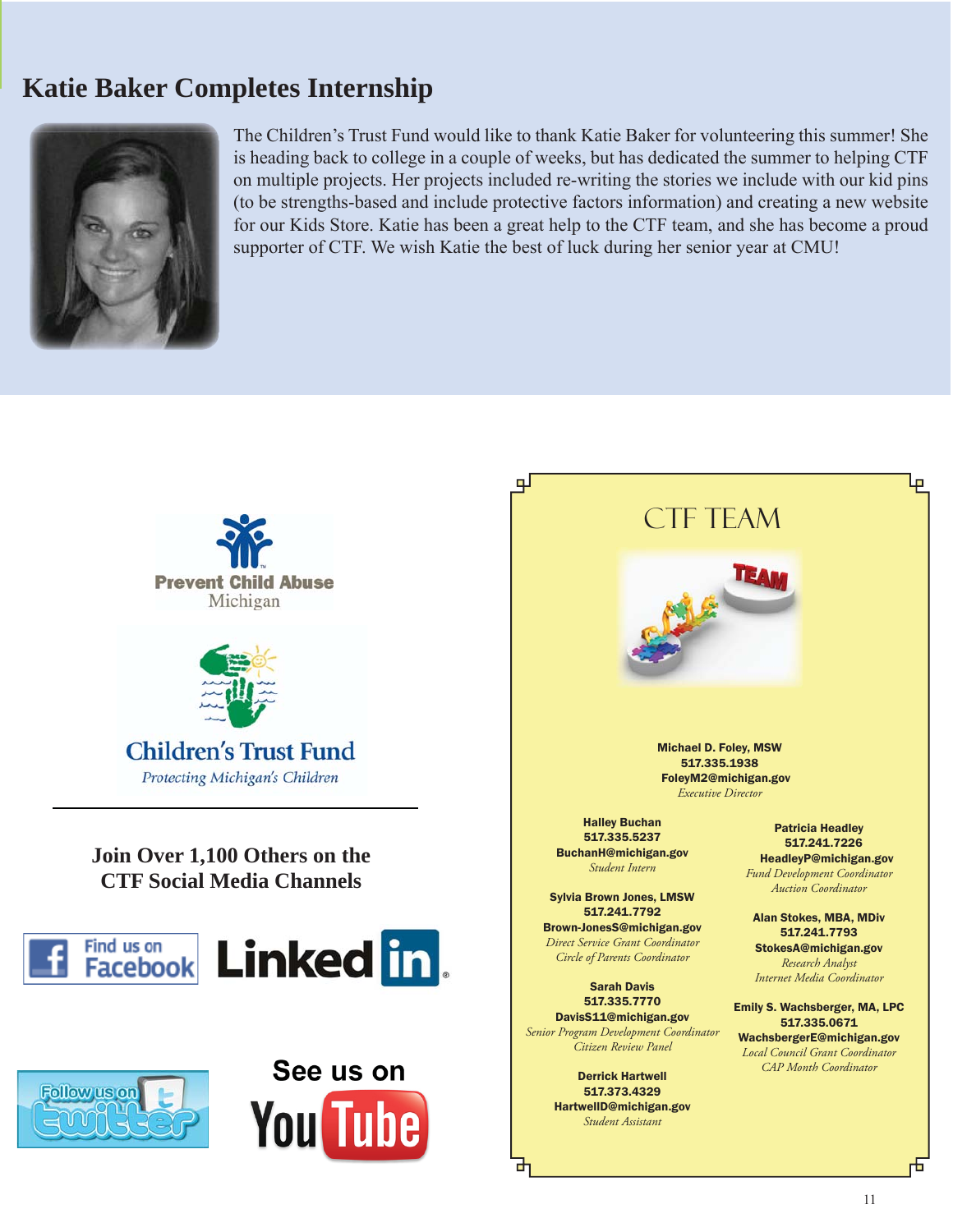## Katie Baker Completes Internship

The Children's Trust Fund would like to thank Katie Baker for volunteering this summer! She is heading back to college in a couple of weeks, but has dedicated the summer to helping CTF on multiple projects. Her projects included re-writing the stories we include with our kid pins (to be strengths-based and include protective factors information) and creating a new website for our Kids Store. Katie has been a great help to the CTF team, and she has become a proud supporter of CTF. We wish Katie the best of luck during her senior year at CMU!

Prevent Child Abuse Michigan

Children's Trust Fund
*Protecting Michigan's Children*

---

**Join Over 1,100 Others on the CTF Social Media Channels**

Find us on Facebook

LinkedIn

Follow us on twitter

See us on YouTube

## CTF TEAM

**Michael D. Foley, MSW**
**517.335.1938**
**FoleyM2@michigan.gov**
*Executive Director*

**Halley Buchan**
**517.335.5237**
**BuchanH@michigan.gov**
*Student Intern*

**Sylvia Brown Jones, LMSW**
**517.241.7792**
**Brown-JonesS@michigan.gov**
*Direct Service Grant Coordinator*
*Circle of Parents Coordinator*

**Sarah Davis**
**517.335.7770**
**DavisS11@michigan.gov**
*Senior Program Development Coordinator*
*Citizen Review Panel*

**Derrick Hartwell**
**517.373.4329**
**HartwellD@michigan.gov**
*Student Assistant*

**Patricia Headley**
**517.241.7226**
**HeadleyP@michigan.gov**
*Fund Development Coordinator*
*Auction Coordinator*

**Alan Stokes, MBA, MDiv**
**517.241.7793**
**StokesA@michigan.gov**
*Research Analyst*
*Internet Media Coordinator*

**Emily S. Wachsberger, MA, LPC**
**517.335.0671**
**WachsbergerE@michigan.gov**
*Local Council Grant Coordinator*
*CAP Month Coordinator*